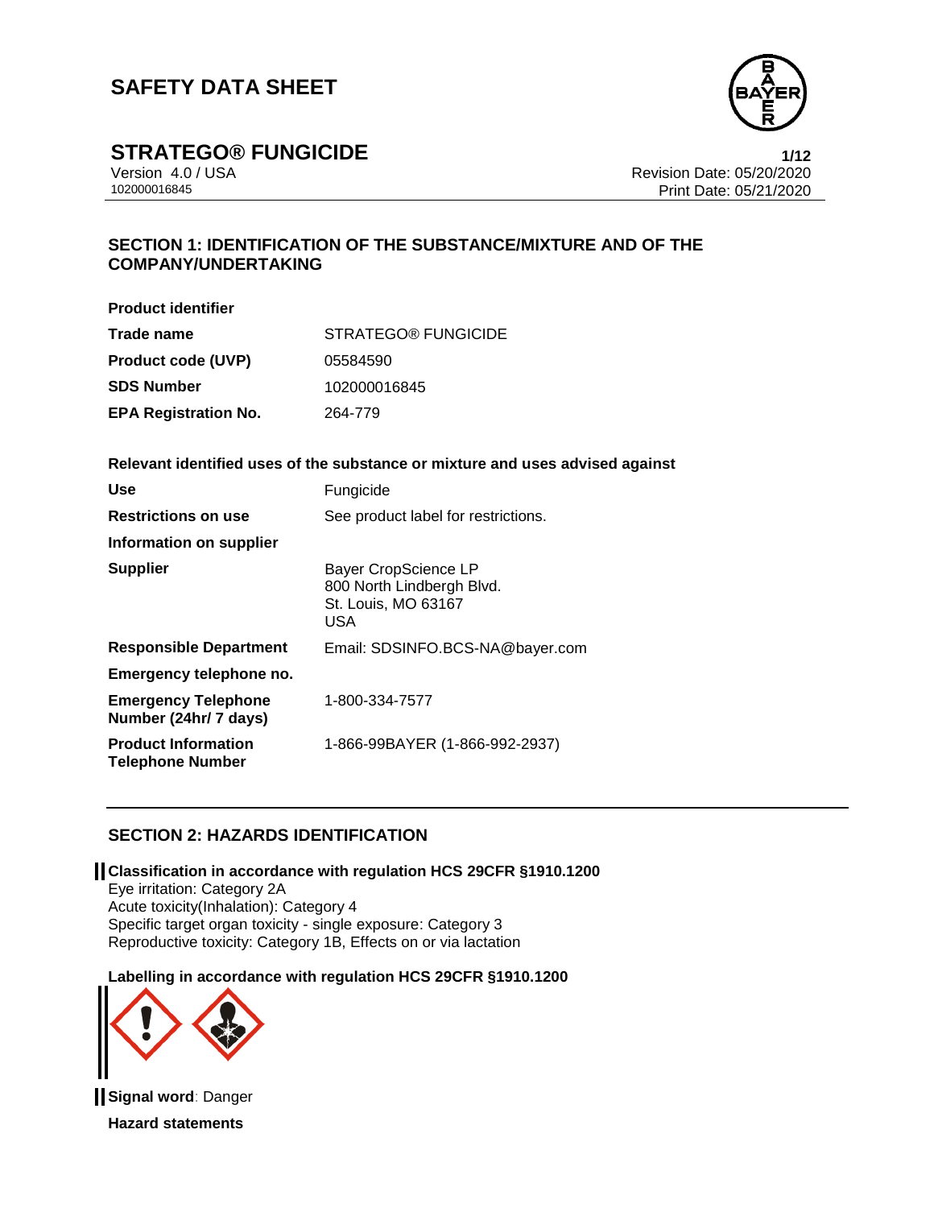# SAFETY DATA SHEET

## STRATEGO® FUNGICIDE

Version 4.0 / USA
102000016845

Revision Date: 05/20/2020
Print Date: 05/21/2020

## SECTION 1: IDENTIFICATION OF THE SUBSTANCE/MIXTURE AND OF THE COMPANY/UNDERTAKING

**Product identifier**

| | |
|---|---|
| **Trade name** | STRATEGO® FUNGICIDE |
| **Product code (UVP)** | 05584590 |
| **SDS Number** | 102000016845 |
| **EPA Registration No.** | 264-779 |

**Relevant identified uses of the substance or mixture and uses advised against**

| | |
|---|---|
| **Use** | Fungicide |
| **Restrictions on use** | See product label for restrictions. |
| **Information on supplier** | |
| **Supplier** | Bayer CropScience LP<br>800 North Lindbergh Blvd.<br>St. Louis, MO 63167<br>USA |
| **Responsible Department** | Email: SDSINFO.BCS-NA@bayer.com |
| **Emergency telephone no.** | |
| **Emergency Telephone Number (24hr/ 7 days)** | 1-800-334-7577 |
| **Product Information Telephone Number** | 1-866-99BAYER (1-866-992-2937) |

## SECTION 2: HAZARDS IDENTIFICATION

**Classification in accordance with regulation HCS 29CFR §1910.1200**

Eye irritation: Category 2A
Acute toxicity(Inhalation): Category 4
Specific target organ toxicity - single exposure: Category 3
Reproductive toxicity: Category 1B, Effects on or via lactation

**Labelling in accordance with regulation HCS 29CFR §1910.1200**

**Signal word**: Danger

**Hazard statements**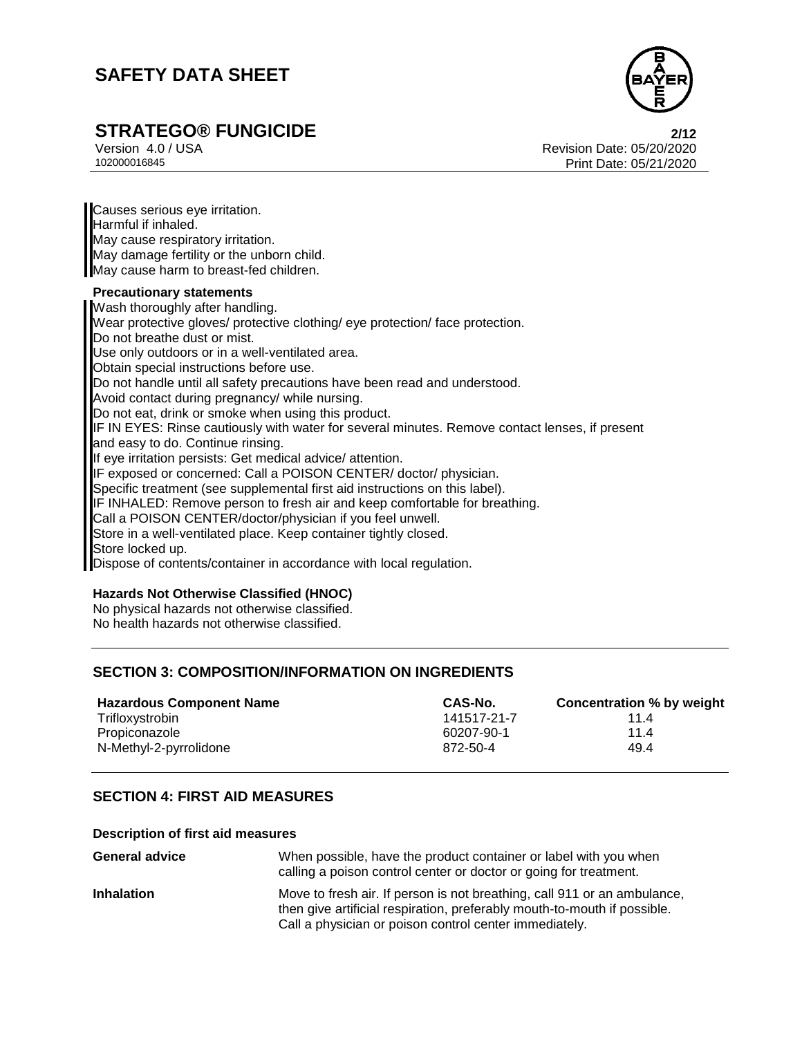Causes serious eye irritation.
Harmful if inhaled.
May cause respiratory irritation.
May damage fertility or the unborn child.
May cause harm to breast-fed children.

**Precautionary statements**

Wash thoroughly after handling.
Wear protective gloves/ protective clothing/ eye protection/ face protection.
Do not breathe dust or mist.
Use only outdoors or in a well-ventilated area.
Obtain special instructions before use.
Do not handle until all safety precautions have been read and understood.
Avoid contact during pregnancy/ while nursing.
Do not eat, drink or smoke when using this product.
IF IN EYES: Rinse cautiously with water for several minutes. Remove contact lenses, if present and easy to do. Continue rinsing.
If eye irritation persists: Get medical advice/ attention.
IF exposed or concerned: Call a POISON CENTER/ doctor/ physician.
Specific treatment (see supplemental first aid instructions on this label).
IF INHALED: Remove person to fresh air and keep comfortable for breathing.
Call a POISON CENTER/doctor/physician if you feel unwell.
Store in a well-ventilated place. Keep container tightly closed.
Store locked up.
Dispose of contents/container in accordance with local regulation.

**Hazards Not Otherwise Classified (HNOC)**

No physical hazards not otherwise classified.
No health hazards not otherwise classified.

## SECTION 3: COMPOSITION/INFORMATION ON INGREDIENTS

| Hazardous Component Name | CAS-No. | Concentration % by weight |
|---|---|---|
| Trifloxystrobin | 141517-21-7 | 11.4 |
| Propiconazole | 60207-90-1 | 11.4 |
| N-Methyl-2-pyrrolidone | 872-50-4 | 49.4 |

## SECTION 4: FIRST AID MEASURES

**Description of first aid measures**

| | |
|---|---|
| **General advice** | When possible, have the product container or label with you when calling a poison control center or doctor or going for treatment. |
| **Inhalation** | Move to fresh air. If person is not breathing, call 911 or an ambulance, then give artificial respiration, preferably mouth-to-mouth if possible. Call a physician or poison control center immediately. |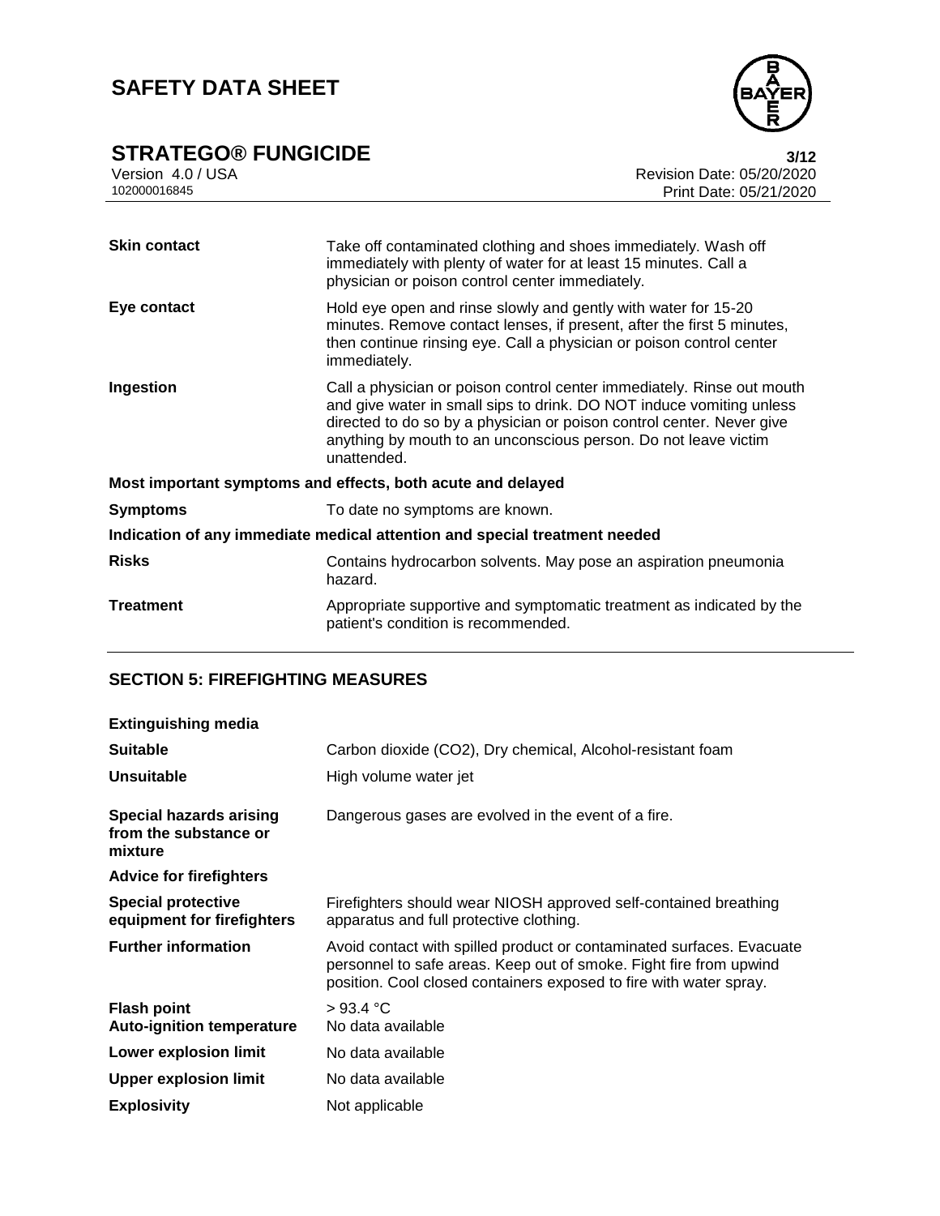| | |
|---|---|
| **Skin contact** | Take off contaminated clothing and shoes immediately. Wash off immediately with plenty of water for at least 15 minutes. Call a physician or poison control center immediately. |
| **Eye contact** | Hold eye open and rinse slowly and gently with water for 15-20 minutes. Remove contact lenses, if present, after the first 5 minutes, then continue rinsing eye. Call a physician or poison control center immediately. |
| **Ingestion** | Call a physician or poison control center immediately. Rinse out mouth and give water in small sips to drink. DO NOT induce vomiting unless directed to do so by a physician or poison control center. Never give anything by mouth to an unconscious person. Do not leave victim unattended. |

**Most important symptoms and effects, both acute and delayed**

| | |
|---|---|
| **Symptoms** | To date no symptoms are known. |

**Indication of any immediate medical attention and special treatment needed**

| | |
|---|---|
| **Risks** | Contains hydrocarbon solvents. May pose an aspiration pneumonia hazard. |
| **Treatment** | Appropriate supportive and symptomatic treatment as indicated by the patient's condition is recommended. |

## SECTION 5: FIREFIGHTING MEASURES

**Extinguishing media**

| | |
|---|---|
| **Suitable** | Carbon dioxide (CO2), Dry chemical, Alcohol-resistant foam |
| **Unsuitable** | High volume water jet |
| **Special hazards arising from the substance or mixture** | Dangerous gases are evolved in the event of a fire. |

**Advice for firefighters**

| | |
|---|---|
| **Special protective equipment for firefighters** | Firefighters should wear NIOSH approved self-contained breathing apparatus and full protective clothing. |
| **Further information** | Avoid contact with spilled product or contaminated surfaces. Evacuate personnel to safe areas. Keep out of smoke. Fight fire from upwind position. Cool closed containers exposed to fire with water spray. |
| **Flash point** | > 93.4 °C |
| **Auto-ignition temperature** | No data available |
| **Lower explosion limit** | No data available |
| **Upper explosion limit** | No data available |
| **Explosivity** | Not applicable |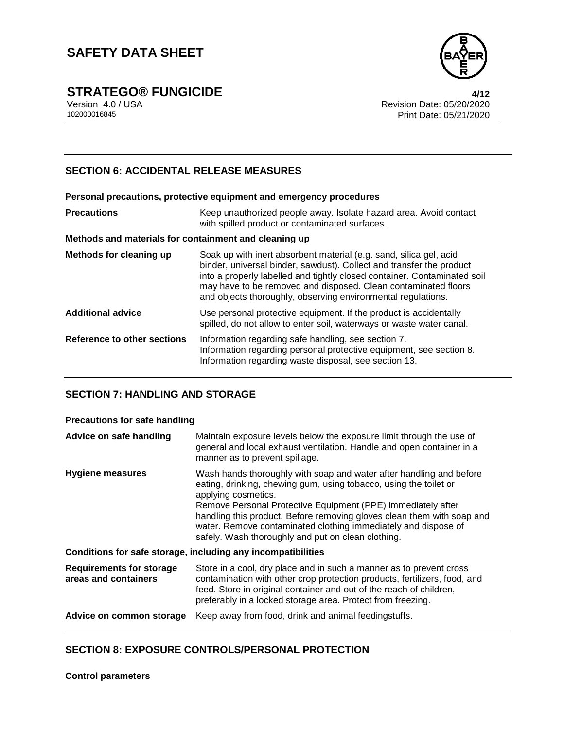## SECTION 6: ACCIDENTAL RELEASE MEASURES

**Personal precautions, protective equipment and emergency procedures**

| | |
|---|---|
| **Precautions** | Keep unauthorized people away. Isolate hazard area. Avoid contact with spilled product or contaminated surfaces. |

**Methods and materials for containment and cleaning up**

| | |
|---|---|
| **Methods for cleaning up** | Soak up with inert absorbent material (e.g. sand, silica gel, acid binder, universal binder, sawdust). Collect and transfer the product into a properly labelled and tightly closed container. Contaminated soil may have to be removed and disposed. Clean contaminated floors and objects thoroughly, observing environmental regulations. |
| **Additional advice** | Use personal protective equipment. If the product is accidentally spilled, do not allow to enter soil, waterways or waste water canal. |
| **Reference to other sections** | Information regarding safe handling, see section 7.<br>Information regarding personal protective equipment, see section 8.<br>Information regarding waste disposal, see section 13. |

## SECTION 7: HANDLING AND STORAGE

**Precautions for safe handling**

| | |
|---|---|
| **Advice on safe handling** | Maintain exposure levels below the exposure limit through the use of general and local exhaust ventilation. Handle and open container in a manner as to prevent spillage. |
| **Hygiene measures** | Wash hands thoroughly with soap and water after handling and before eating, drinking, chewing gum, using tobacco, using the toilet or applying cosmetics.<br>Remove Personal Protective Equipment (PPE) immediately after handling this product. Before removing gloves clean them with soap and water. Remove contaminated clothing immediately and dispose of safely. Wash thoroughly and put on clean clothing. |

**Conditions for safe storage, including any incompatibilities**

| | |
|---|---|
| **Requirements for storage areas and containers** | Store in a cool, dry place and in such a manner as to prevent cross contamination with other crop protection products, fertilizers, food, and feed. Store in original container and out of the reach of children, preferably in a locked storage area. Protect from freezing. |
| **Advice on common storage** | Keep away from food, drink and animal feedingstuffs. |

## SECTION 8: EXPOSURE CONTROLS/PERSONAL PROTECTION

**Control parameters**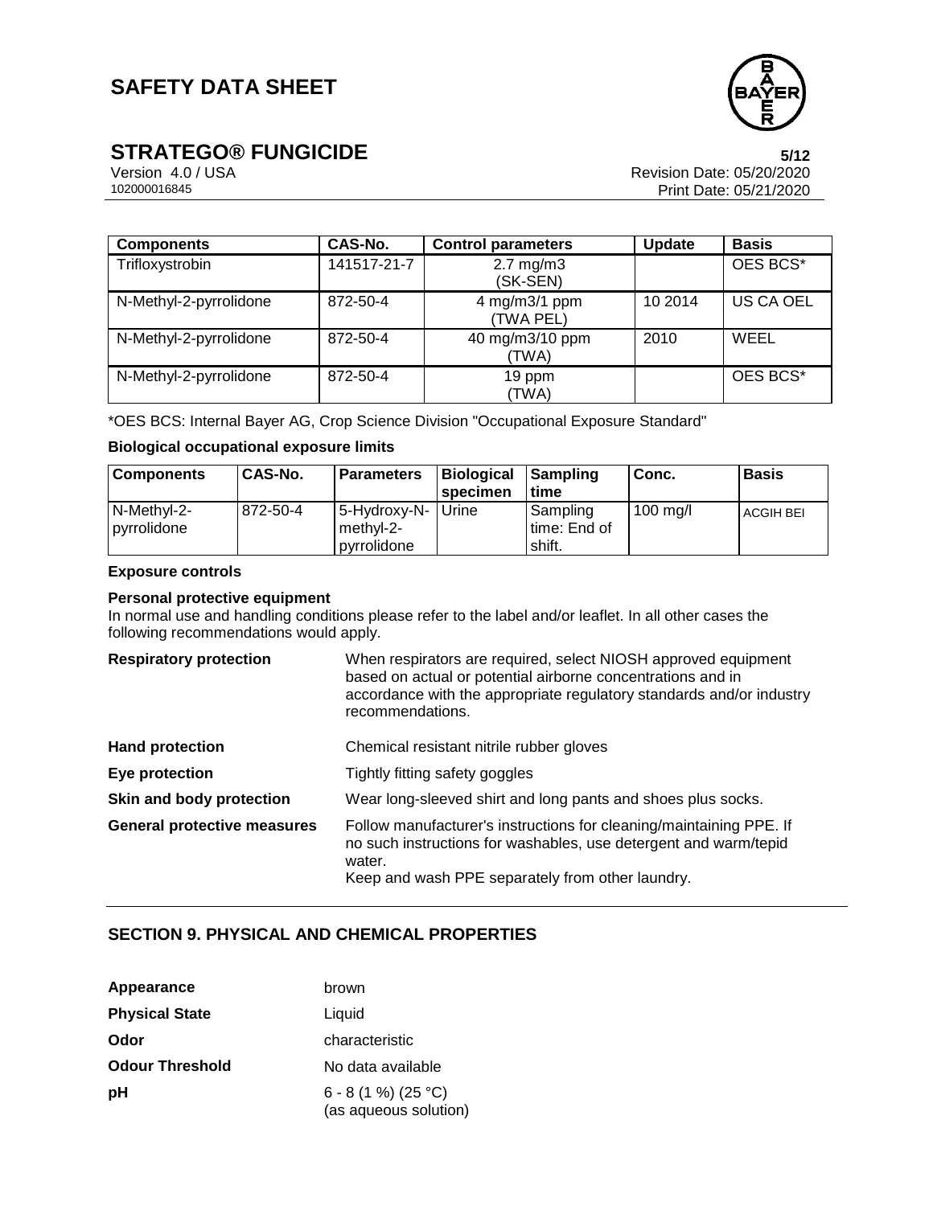| Components | CAS-No. | Control parameters | Update | Basis |
|---|---|---|---|---|
| Trifloxystrobin | 141517-21-7 | 2.7 mg/m3 (SK-SEN) | | OES BCS* |
| N-Methyl-2-pyrrolidone | 872-50-4 | 4 mg/m3/1 ppm (TWA PEL) | 10 2014 | US CA OEL |
| N-Methyl-2-pyrrolidone | 872-50-4 | 40 mg/m3/10 ppm (TWA) | 2010 | WEEL |
| N-Methyl-2-pyrrolidone | 872-50-4 | 19 ppm (TWA) | | OES BCS* |

*OES BCS: Internal Bayer AG, Crop Science Division "Occupational Exposure Standard"

**Biological occupational exposure limits**

| Components | CAS-No. | Parameters | Biological specimen | Sampling time | Conc. | Basis |
|---|---|---|---|---|---|---|
| N-Methyl-2-pyrrolidone | 872-50-4 | 5-Hydroxy-N-methyl-2-pyrrolidone | Urine | Sampling time: End of shift. | 100 mg/l | ACGIH BEI |

**Exposure controls**

**Personal protective equipment**

In normal use and handling conditions please refer to the label and/or leaflet. In all other cases the following recommendations would apply.

**Respiratory protection** When respirators are required, select NIOSH approved equipment based on actual or potential airborne concentrations and in accordance with the appropriate regulatory standards and/or industry recommendations.

**Hand protection** Chemical resistant nitrile rubber gloves

**Eye protection** Tightly fitting safety goggles

**Skin and body protection** Wear long-sleeved shirt and long pants and shoes plus socks.

**General protective measures** Follow manufacturer's instructions for cleaning/maintaining PPE. If no such instructions for washables, use detergent and warm/tepid water.
Keep and wash PPE separately from other laundry.

## SECTION 9. PHYSICAL AND CHEMICAL PROPERTIES

**Appearance** brown

**Physical State** Liquid

**Odor** characteristic

**Odour Threshold** No data available

**pH** 6 - 8 (1 %) (25 °C)
(as aqueous solution)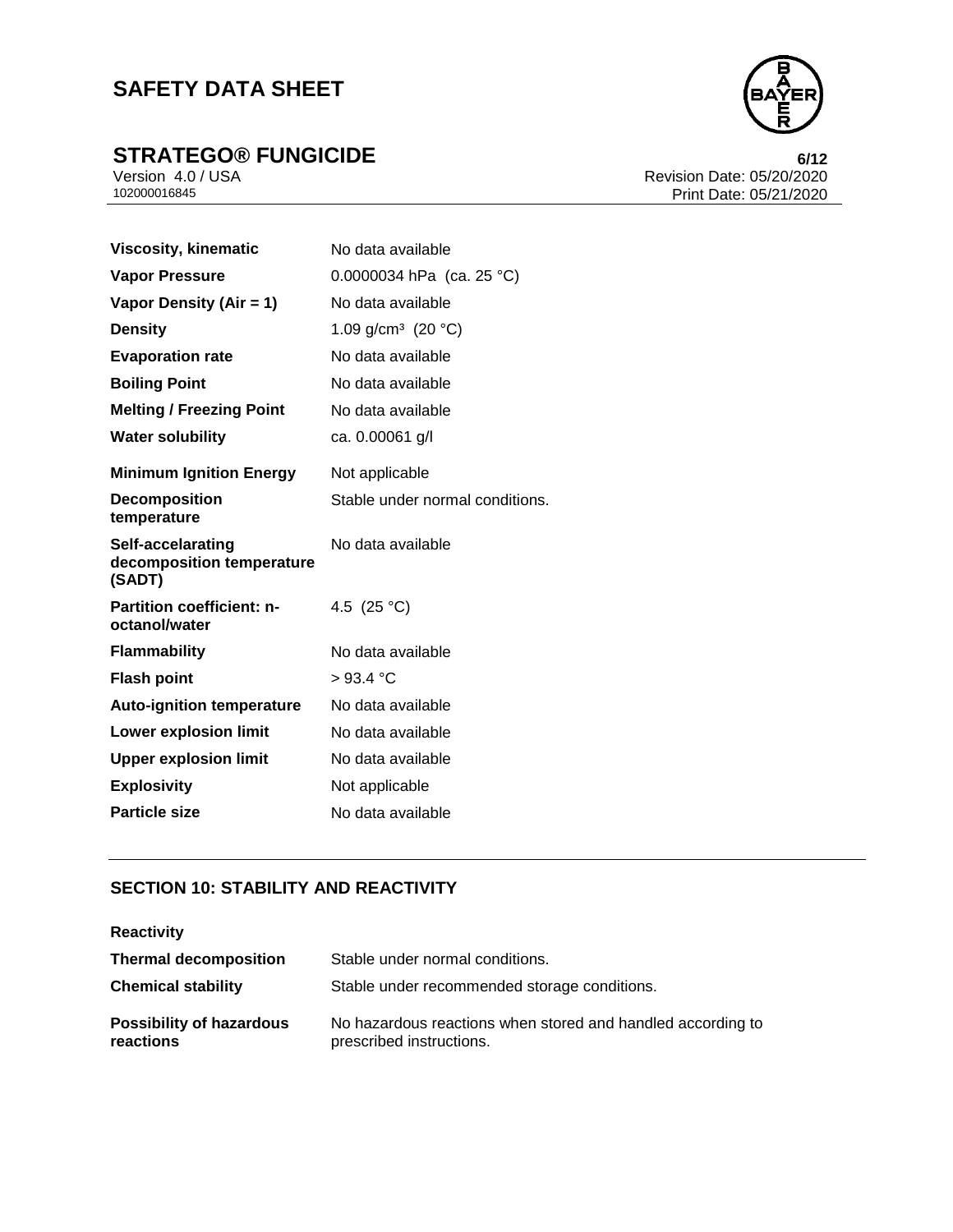| | |
|---|---|
| **Viscosity, kinematic** | No data available |
| **Vapor Pressure** | 0.0000034 hPa (ca. 25 °C) |
| **Vapor Density (Air = 1)** | No data available |
| **Density** | 1.09 g/cm³ (20 °C) |
| **Evaporation rate** | No data available |
| **Boiling Point** | No data available |
| **Melting / Freezing Point** | No data available |
| **Water solubility** | ca. 0.00061 g/l |
| **Minimum Ignition Energy** | Not applicable |
| **Decomposition temperature** | Stable under normal conditions. |
| **Self-accelarating decomposition temperature (SADT)** | No data available |
| **Partition coefficient: n-octanol/water** | 4.5 (25 °C) |
| **Flammability** | No data available |
| **Flash point** | > 93.4 °C |
| **Auto-ignition temperature** | No data available |
| **Lower explosion limit** | No data available |
| **Upper explosion limit** | No data available |
| **Explosivity** | Not applicable |
| **Particle size** | No data available |

## SECTION 10: STABILITY AND REACTIVITY

**Reactivity**

| | |
|---|---|
| **Thermal decomposition** | Stable under normal conditions. |
| **Chemical stability** | Stable under recommended storage conditions. |
| **Possibility of hazardous reactions** | No hazardous reactions when stored and handled according to prescribed instructions. |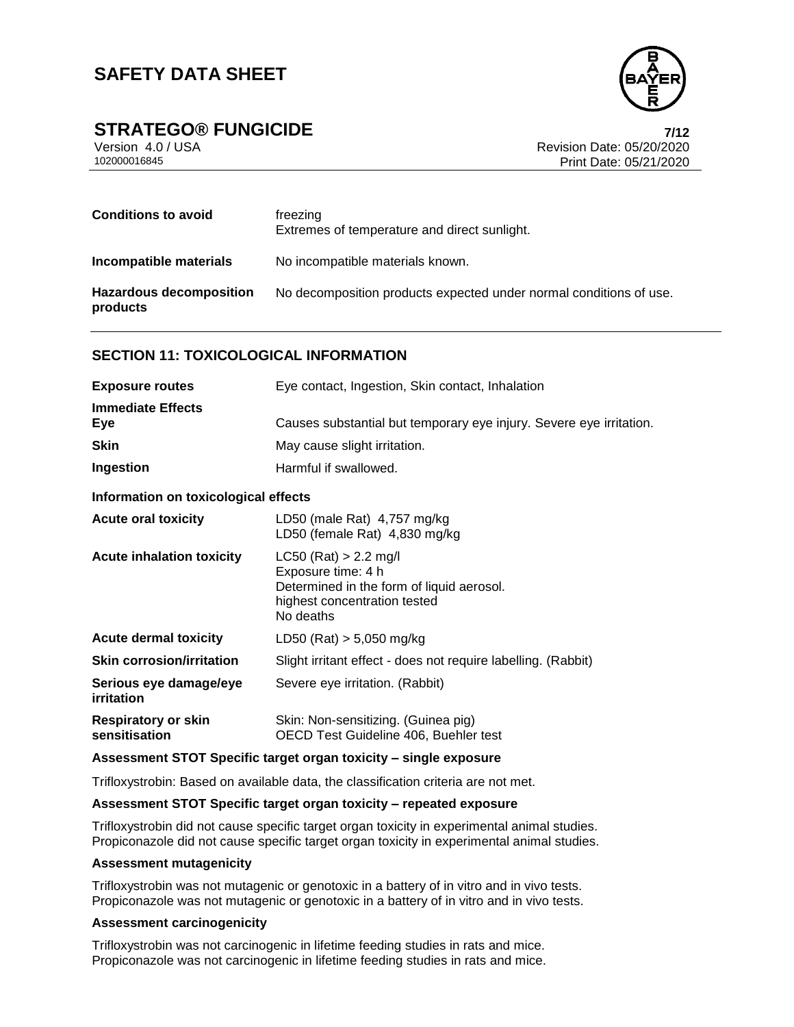| | |
|---|---|
| **Conditions to avoid** | freezing<br>Extremes of temperature and direct sunlight. |
| **Incompatible materials** | No incompatible materials known. |
| **Hazardous decomposition products** | No decomposition products expected under normal conditions of use. |

## SECTION 11: TOXICOLOGICAL INFORMATION

| | |
|---|---|
| **Exposure routes** | Eye contact, Ingestion, Skin contact, Inhalation |
| **Immediate Effects**<br>**Eye** | Causes substantial but temporary eye injury. Severe eye irritation. |
| **Skin** | May cause slight irritation. |
| **Ingestion** | Harmful if swallowed. |

**Information on toxicological effects**

| | |
|---|---|
| **Acute oral toxicity** | LD50 (male Rat) 4,757 mg/kg<br>LD50 (female Rat) 4,830 mg/kg |
| **Acute inhalation toxicity** | LC50 (Rat) > 2.2 mg/l<br>Exposure time: 4 h<br>Determined in the form of liquid aerosol.<br>highest concentration tested<br>No deaths |
| **Acute dermal toxicity** | LD50 (Rat) > 5,050 mg/kg |
| **Skin corrosion/irritation** | Slight irritant effect - does not require labelling. (Rabbit) |
| **Serious eye damage/eye irritation** | Severe eye irritation. (Rabbit) |
| **Respiratory or skin sensitisation** | Skin: Non-sensitizing. (Guinea pig)<br>OECD Test Guideline 406, Buehler test |

**Assessment STOT Specific target organ toxicity – single exposure**

Trifloxystrobin: Based on available data, the classification criteria are not met.

**Assessment STOT Specific target organ toxicity – repeated exposure**

Trifloxystrobin did not cause specific target organ toxicity in experimental animal studies.
Propiconazole did not cause specific target organ toxicity in experimental animal studies.

**Assessment mutagenicity**

Trifloxystrobin was not mutagenic or genotoxic in a battery of in vitro and in vivo tests.
Propiconazole was not mutagenic or genotoxic in a battery of in vitro and in vivo tests.

**Assessment carcinogenicity**

Trifloxystrobin was not carcinogenic in lifetime feeding studies in rats and mice.
Propiconazole was not carcinogenic in lifetime feeding studies in rats and mice.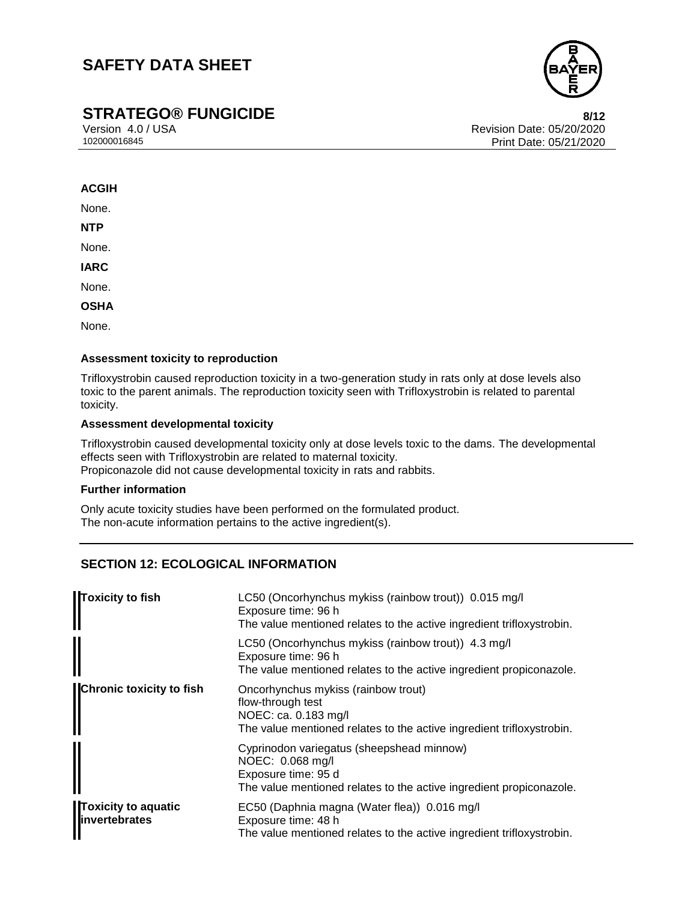**ACGIH**

None.

**NTP**

None.

**IARC**

None.

**OSHA**

None.

**Assessment toxicity to reproduction**

Trifloxystrobin caused reproduction toxicity in a two-generation study in rats only at dose levels also toxic to the parent animals. The reproduction toxicity seen with Trifloxystrobin is related to parental toxicity.

**Assessment developmental toxicity**

Trifloxystrobin caused developmental toxicity only at dose levels toxic to the dams. The developmental effects seen with Trifloxystrobin are related to maternal toxicity.
Propiconazole did not cause developmental toxicity in rats and rabbits.

**Further information**

Only acute toxicity studies have been performed on the formulated product.
The non-acute information pertains to the active ingredient(s).

## SECTION 12: ECOLOGICAL INFORMATION

| | |
|---|---|
| **Toxicity to fish** | LC50 (Oncorhynchus mykiss (rainbow trout)) 0.015 mg/l<br>Exposure time: 96 h<br>The value mentioned relates to the active ingredient trifloxystrobin. |
| | LC50 (Oncorhynchus mykiss (rainbow trout)) 4.3 mg/l<br>Exposure time: 96 h<br>The value mentioned relates to the active ingredient propiconazole. |
| **Chronic toxicity to fish** | Oncorhynchus mykiss (rainbow trout)<br>flow-through test<br>NOEC: ca. 0.183 mg/l<br>The value mentioned relates to the active ingredient trifloxystrobin. |
| | Cyprinodon variegatus (sheepshead minnow)<br>NOEC: 0.068 mg/l<br>Exposure time: 95 d<br>The value mentioned relates to the active ingredient propiconazole. |
| **Toxicity to aquatic invertebrates** | EC50 (Daphnia magna (Water flea)) 0.016 mg/l<br>Exposure time: 48 h<br>The value mentioned relates to the active ingredient trifloxystrobin. |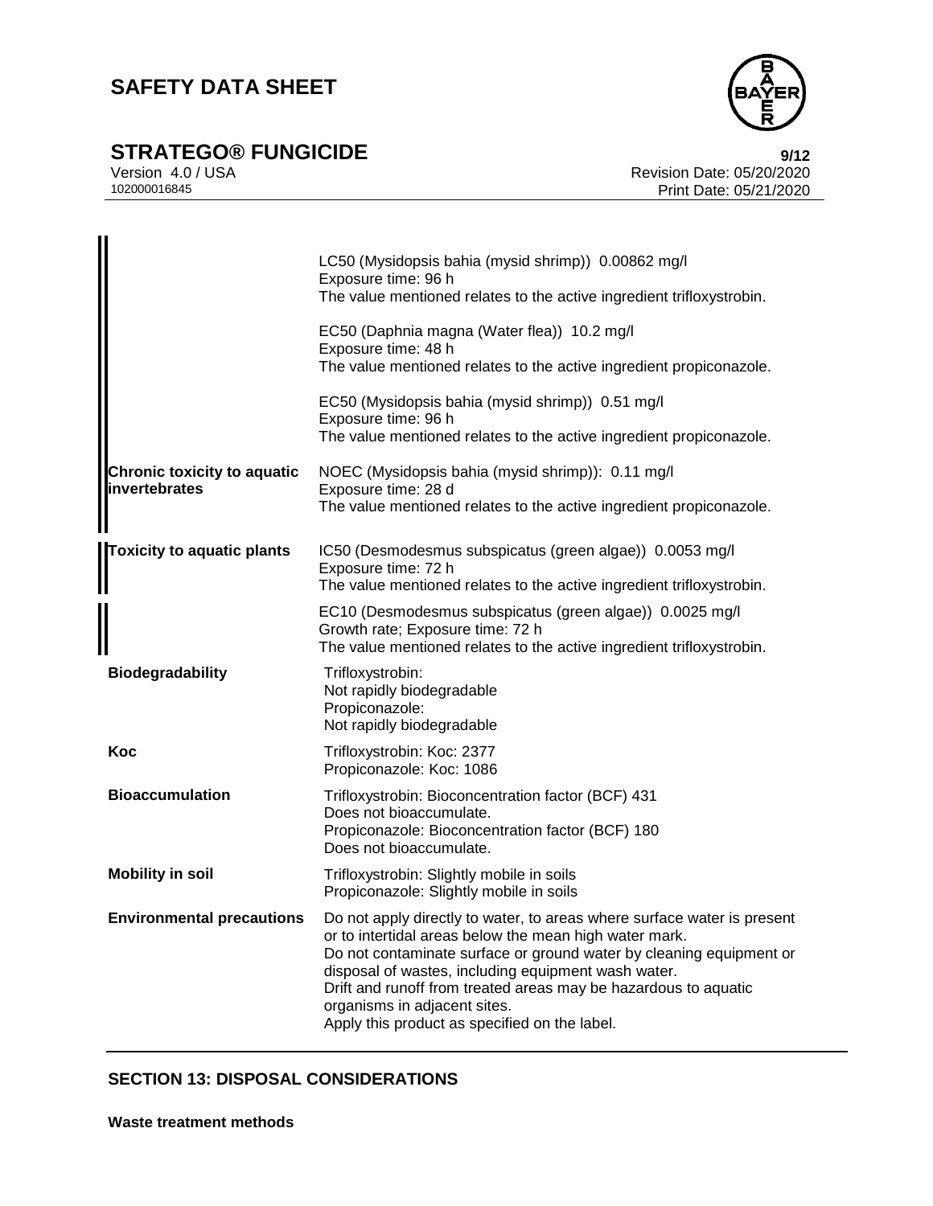| | |
|---|---|
| | LC50 (Mysidopsis bahia (mysid shrimp)) 0.00862 mg/l<br>Exposure time: 96 h<br>The value mentioned relates to the active ingredient trifloxystrobin. |
| | EC50 (Daphnia magna (Water flea)) 10.2 mg/l<br>Exposure time: 48 h<br>The value mentioned relates to the active ingredient propiconazole. |
| | EC50 (Mysidopsis bahia (mysid shrimp)) 0.51 mg/l<br>Exposure time: 96 h<br>The value mentioned relates to the active ingredient propiconazole. |
| **Chronic toxicity to aquatic invertebrates** | NOEC (Mysidopsis bahia (mysid shrimp)): 0.11 mg/l<br>Exposure time: 28 d<br>The value mentioned relates to the active ingredient propiconazole. |
| **Toxicity to aquatic plants** | IC50 (Desmodesmus subspicatus (green algae)) 0.0053 mg/l<br>Exposure time: 72 h<br>The value mentioned relates to the active ingredient trifloxystrobin. |
| | EC10 (Desmodesmus subspicatus (green algae)) 0.0025 mg/l<br>Growth rate; Exposure time: 72 h<br>The value mentioned relates to the active ingredient trifloxystrobin. |
| **Biodegradability** | Trifloxystrobin:<br>Not rapidly biodegradable<br>Propiconazole:<br>Not rapidly biodegradable |
| **Koc** | Trifloxystrobin: Koc: 2377<br>Propiconazole: Koc: 1086 |
| **Bioaccumulation** | Trifloxystrobin: Bioconcentration factor (BCF) 431<br>Does not bioaccumulate.<br>Propiconazole: Bioconcentration factor (BCF) 180<br>Does not bioaccumulate. |
| **Mobility in soil** | Trifloxystrobin: Slightly mobile in soils<br>Propiconazole: Slightly mobile in soils |
| **Environmental precautions** | Do not apply directly to water, to areas where surface water is present or to intertidal areas below the mean high water mark.<br>Do not contaminate surface or ground water by cleaning equipment or disposal of wastes, including equipment wash water.<br>Drift and runoff from treated areas may be hazardous to aquatic organisms in adjacent sites.<br>Apply this product as specified on the label. |

## SECTION 13: DISPOSAL CONSIDERATIONS

**Waste treatment methods**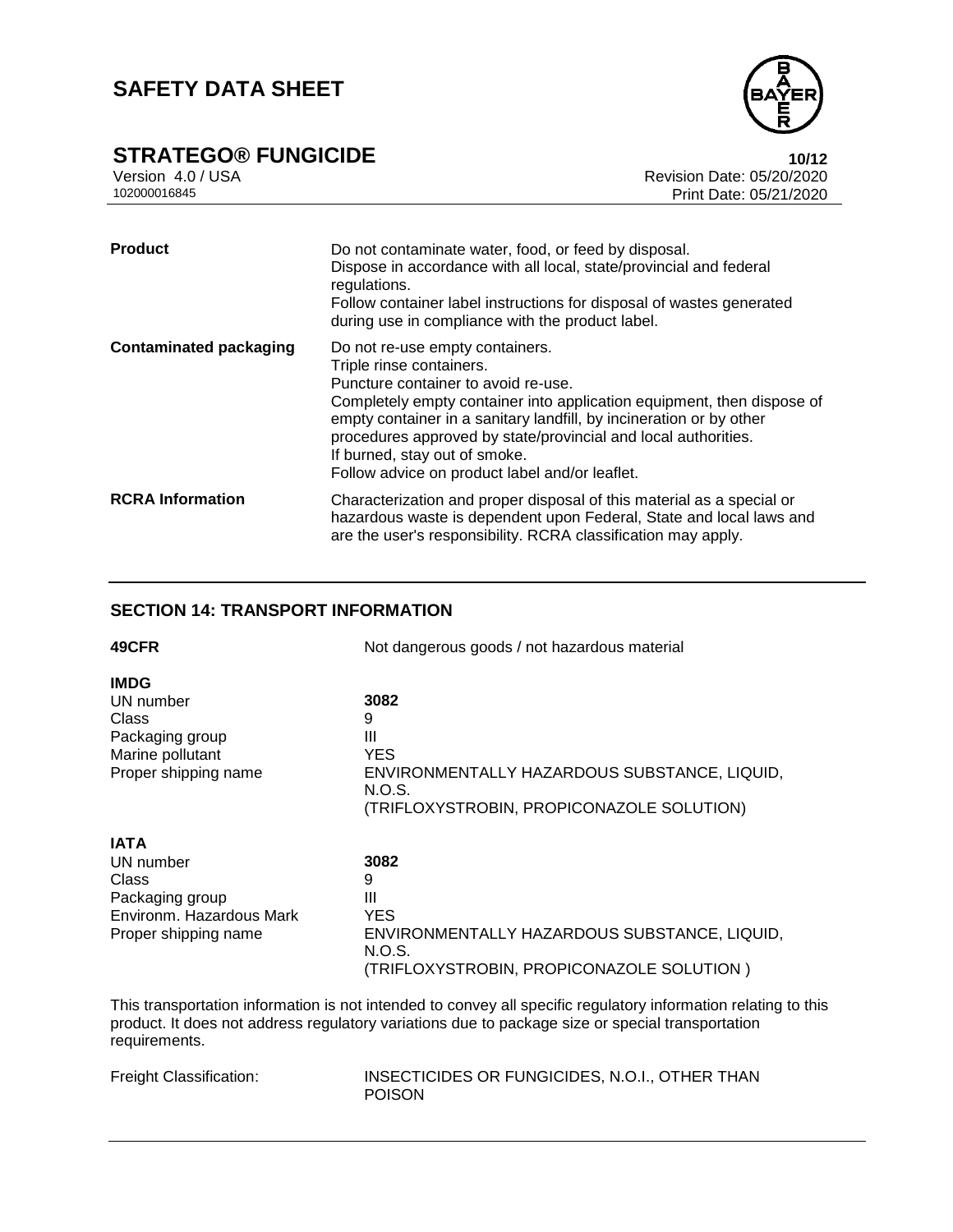| | |
|---|---|
| **Product** | Do not contaminate water, food, or feed by disposal.<br>Dispose in accordance with all local, state/provincial and federal regulations.<br>Follow container label instructions for disposal of wastes generated during use in compliance with the product label. |
| **Contaminated packaging** | Do not re-use empty containers.<br>Triple rinse containers.<br>Puncture container to avoid re-use.<br>Completely empty container into application equipment, then dispose of empty container in a sanitary landfill, by incineration or by other procedures approved by state/provincial and local authorities.<br>If burned, stay out of smoke.<br>Follow advice on product label and/or leaflet. |
| **RCRA Information** | Characterization and proper disposal of this material as a special or hazardous waste is dependent upon Federal, State and local laws and are the user's responsibility. RCRA classification may apply. |

## SECTION 14: TRANSPORT INFORMATION

**49CFR** Not dangerous goods / not hazardous material

**IMDG**

| | |
|---|---|
| UN number | **3082** |
| Class | 9 |
| Packaging group | III |
| Marine pollutant | YES |
| Proper shipping name | ENVIRONMENTALLY HAZARDOUS SUBSTANCE, LIQUID, N.O.S.<br>(TRIFLOXYSTROBIN, PROPICONAZOLE SOLUTION) |

**IATA**

| | |
|---|---|
| UN number | **3082** |
| Class | 9 |
| Packaging group | III |
| Environm. Hazardous Mark | YES |
| Proper shipping name | ENVIRONMENTALLY HAZARDOUS SUBSTANCE, LIQUID, N.O.S.<br>(TRIFLOXYSTROBIN, PROPICONAZOLE SOLUTION ) |

This transportation information is not intended to convey all specific regulatory information relating to this product. It does not address regulatory variations due to package size or special transportation requirements.

Freight Classification: INSECTICIDES OR FUNGICIDES, N.O.I., OTHER THAN POISON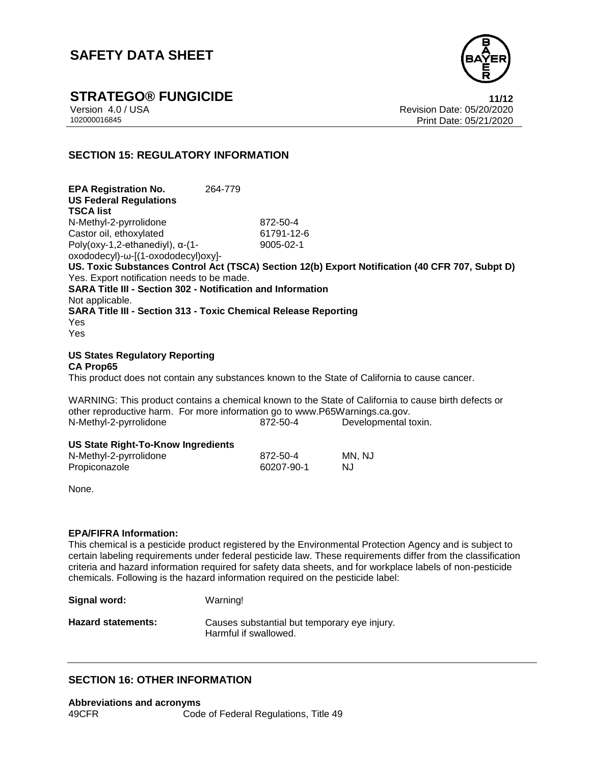## SECTION 15: REGULATORY INFORMATION

**EPA Registration No.** 264-779

**US Federal Regulations**

**TSCA list**

| | |
|---|---|
| N-Methyl-2-pyrrolidone | 872-50-4 |
| Castor oil, ethoxylated | 61791-12-6 |
| Poly(oxy-1,2-ethanediyl), α-(1-oxododecyl)-ω-[(1-oxododecyl)oxy]- | 9005-02-1 |

**US. Toxic Substances Control Act (TSCA) Section 12(b) Export Notification (40 CFR 707, Subpt D)**

Yes. Export notification needs to be made.

**SARA Title III - Section 302 - Notification and Information**

Not applicable.

**SARA Title III - Section 313 - Toxic Chemical Release Reporting**

Yes

Yes

**US States Regulatory Reporting**

**CA Prop65**

This product does not contain any substances known to the State of California to cause cancer.

WARNING: This product contains a chemical known to the State of California to cause birth defects or other reproductive harm. For more information go to www.P65Warnings.ca.gov.

| | | |
|---|---|---|
| N-Methyl-2-pyrrolidone | 872-50-4 | Developmental toxin. |

**US State Right-To-Know Ingredients**

| | | |
|---|---|---|
| N-Methyl-2-pyrrolidone | 872-50-4 | MN, NJ |
| Propiconazole | 60207-90-1 | NJ |

None.

**EPA/FIFRA Information:**

This chemical is a pesticide product registered by the Environmental Protection Agency and is subject to certain labeling requirements under federal pesticide law. These requirements differ from the classification criteria and hazard information required for safety data sheets, and for workplace labels of non-pesticide chemicals. Following is the hazard information required on the pesticide label:

**Signal word:** Warning!

**Hazard statements:** Causes substantial but temporary eye injury.
Harmful if swallowed.

## SECTION 16: OTHER INFORMATION

**Abbreviations and acronyms**

| | |
|---|---|
| 49CFR | Code of Federal Regulations, Title 49 |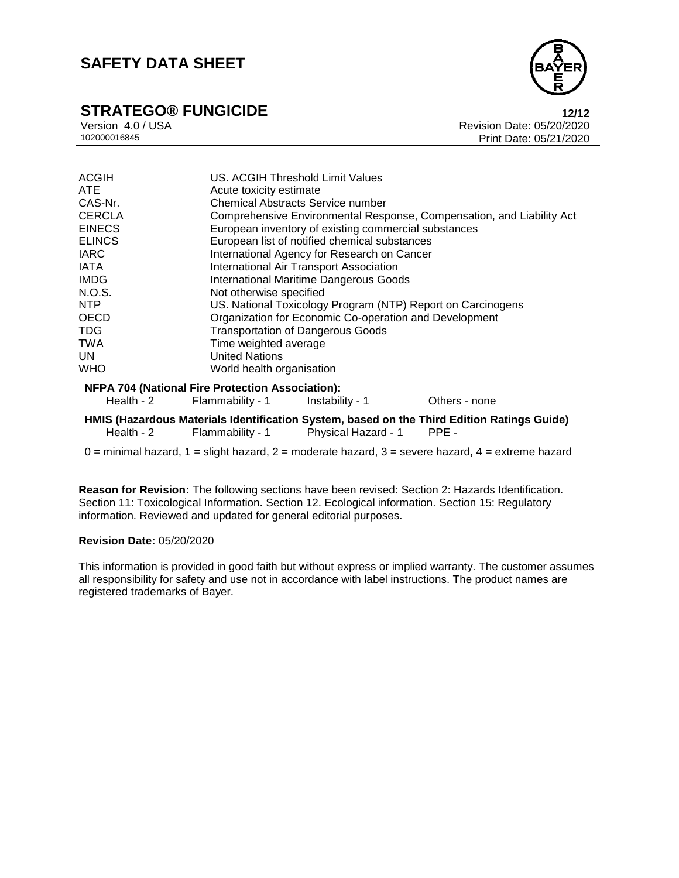| | |
|---|---|
| ACGIH | US. ACGIH Threshold Limit Values |
| ATE | Acute toxicity estimate |
| CAS-Nr. | Chemical Abstracts Service number |
| CERCLA | Comprehensive Environmental Response, Compensation, and Liability Act |
| EINECS | European inventory of existing commercial substances |
| ELINCS | European list of notified chemical substances |
| IARC | International Agency for Research on Cancer |
| IATA | International Air Transport Association |
| IMDG | International Maritime Dangerous Goods |
| N.O.S. | Not otherwise specified |
| NTP | US. National Toxicology Program (NTP) Report on Carcinogens |
| OECD | Organization for Economic Co-operation and Development |
| TDG | Transportation of Dangerous Goods |
| TWA | Time weighted average |
| UN | United Nations |
| WHO | World health organisation |

**NFPA 704 (National Fire Protection Association):**

| | | | |
|---|---|---|---|
| Health - 2 | Flammability - 1 | Instability - 1 | Others - none |

**HMIS (Hazardous Materials Identification System, based on the Third Edition Ratings Guide)**

| | | | |
|---|---|---|---|
| Health - 2 | Flammability - 1 | Physical Hazard - 1 | PPE - |

0 = minimal hazard, 1 = slight hazard, 2 = moderate hazard, 3 = severe hazard, 4 = extreme hazard

**Reason for Revision:** The following sections have been revised: Section 2: Hazards Identification. Section 11: Toxicological Information. Section 12. Ecological information. Section 15: Regulatory information. Reviewed and updated for general editorial purposes.

**Revision Date:** 05/20/2020

This information is provided in good faith but without express or implied warranty. The customer assumes all responsibility for safety and use not in accordance with label instructions. The product names are registered trademarks of Bayer.